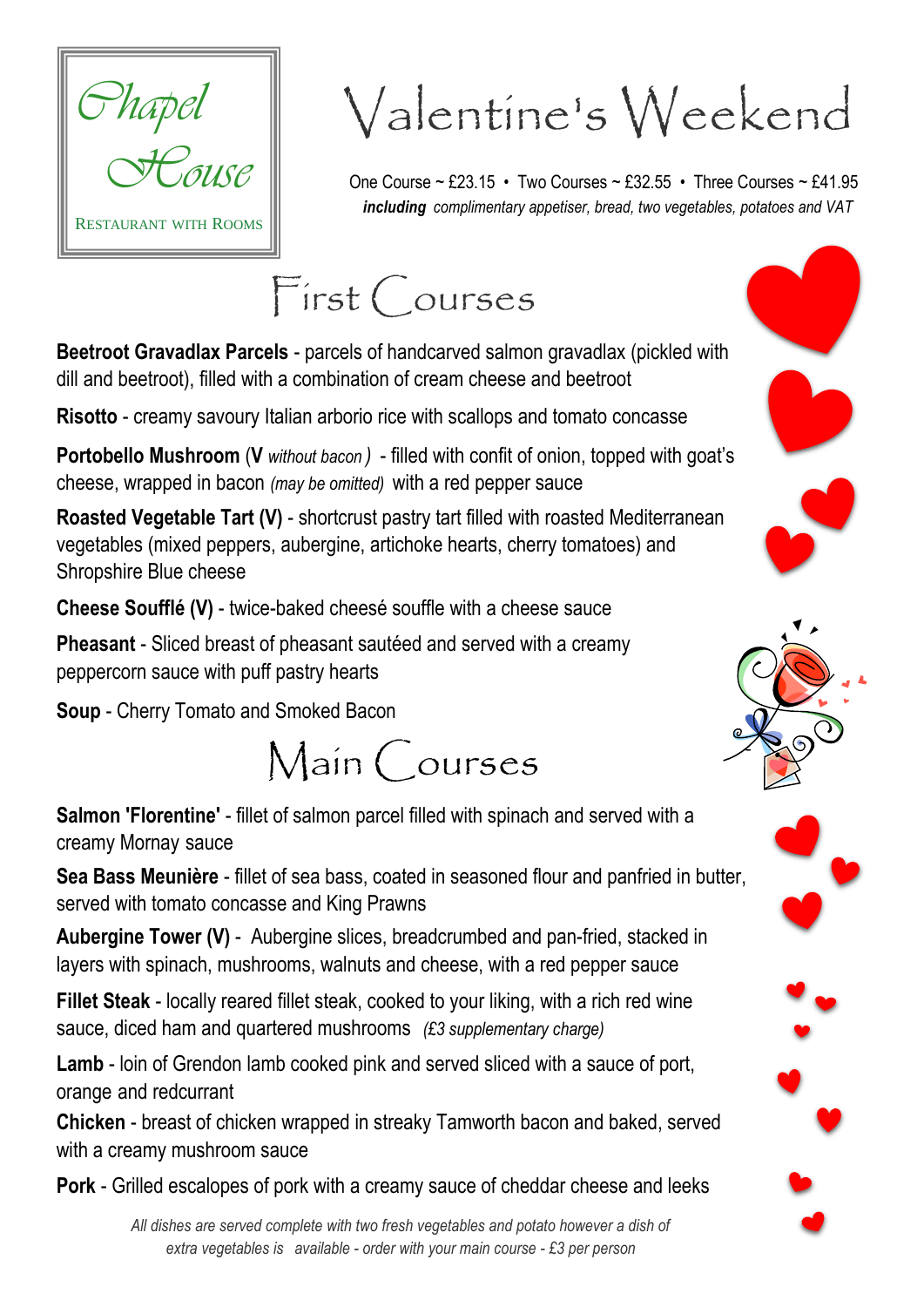Chapel House

RESTAURANT WITH ROOMS

# Valentine's Weekend

One Course ~ £23.15 • Two Courses ~ £32.55 • Three Courses ~ £41.95
***including*** *complimentary appetiser, bread, two vegetables, potatoes and VAT*

## First Courses

**Beetroot Gravadlax Parcels** - parcels of handcarved salmon gravadlax (pickled with dill and beetroot), filled with a combination of cream cheese and beetroot

**Risotto** - creamy savoury Italian arborio rice with scallops and tomato concasse

**Portobello Mushroom** (**V** *without bacon* ) - filled with confit of onion, topped with goat's cheese, wrapped in bacon *(may be omitted)* with a red pepper sauce

**Roasted Vegetable Tart (V)** - shortcrust pastry tart filled with roasted Mediterranean vegetables (mixed peppers, aubergine, artichoke hearts, cherry tomatoes) and Shropshire Blue cheese

**Cheese Soufflé (V)** - twice-baked cheesé souffle with a cheese sauce

**Pheasant** - Sliced breast of pheasant sautéed and served with a creamy peppercorn sauce with puff pastry hearts

**Soup** - Cherry Tomato and Smoked Bacon

## Main Courses

**Salmon 'Florentine'** - fillet of salmon parcel filled with spinach and served with a creamy Mornay sauce

**Sea Bass Meunière** - fillet of sea bass, coated in seasoned flour and panfried in butter, served with tomato concasse and King Prawns

**Aubergine Tower (V)** - Aubergine slices, breadcrumbed and pan-fried, stacked in layers with spinach, mushrooms, walnuts and cheese, with a red pepper sauce

**Fillet Steak** - locally reared fillet steak, cooked to your liking, with a rich red wine sauce, diced ham and quartered mushrooms *(£3 supplementary charge)*

**Lamb** - loin of Grendon lamb cooked pink and served sliced with a sauce of port, orange and redcurrant

**Chicken** - breast of chicken wrapped in streaky Tamworth bacon and baked, served with a creamy mushroom sauce

**Pork** - Grilled escalopes of pork with a creamy sauce of cheddar cheese and leeks

*All dishes are served complete with two fresh vegetables and potato however a dish of extra vegetables is available - order with your main course - £3 per person*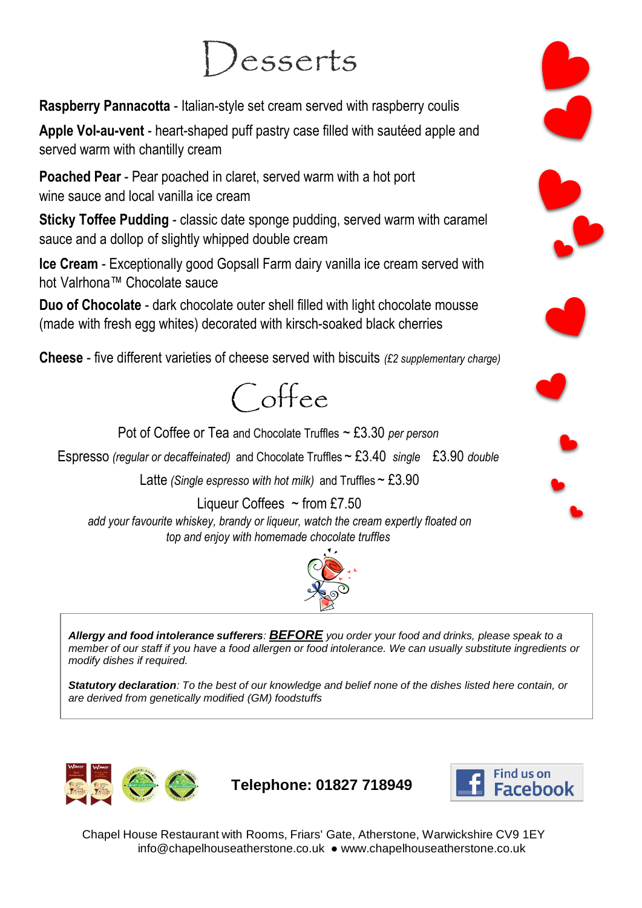# Desserts

**Raspberry Pannacotta** - Italian-style set cream served with raspberry coulis

**Apple Vol-au-vent** - heart-shaped puff pastry case filled with sautéed apple and served warm with chantilly cream

**Poached Pear** - Pear poached in claret, served warm with a hot port wine sauce and local vanilla ice cream

**Sticky Toffee Pudding** - classic date sponge pudding, served warm with caramel sauce and a dollop of slightly whipped double cream

**Ice Cream** - Exceptionally good Gopsall Farm dairy vanilla ice cream served with hot Valrhona™ Chocolate sauce

**Duo of Chocolate** - dark chocolate outer shell filled with light chocolate mousse (made with fresh egg whites) decorated with kirsch-soaked black cherries

**Cheese** - five different varieties of cheese served with biscuits *(£2 supplementary charge)*

# Coffee

Pot of Coffee or Tea and Chocolate Truffles ~ £3.30 *per person*

Espresso *(regular or decaffeinated)* and Chocolate Truffles ~ £3.40 *single* £3.90 *double*

Latte *(Single espresso with hot milk)* and Truffles ~ £3.90

Liqueur Coffees ~ from £7.50

*add your favourite whiskey, brandy or liqueur, watch the cream expertly floated on top and enjoy with homemade chocolate truffles*

***Allergy and food intolerance sufferers**: **BEFORE** you order your food and drinks, please speak to a member of our staff if you have a food allergen or food intolerance. We can usually substitute ingredients or modify dishes if required.*

***Statutory declaration**: To the best of our knowledge and belief none of the dishes listed here contain, or are derived from genetically modified (GM) foodstuffs*

**Telephone: 01827 718949**

Find us on Facebook

Chapel House Restaurant with Rooms, Friars' Gate, Atherstone, Warwickshire CV9 1EY
info@chapelhouseatherstone.co.uk ● www.chapelhouseatherstone.co.uk